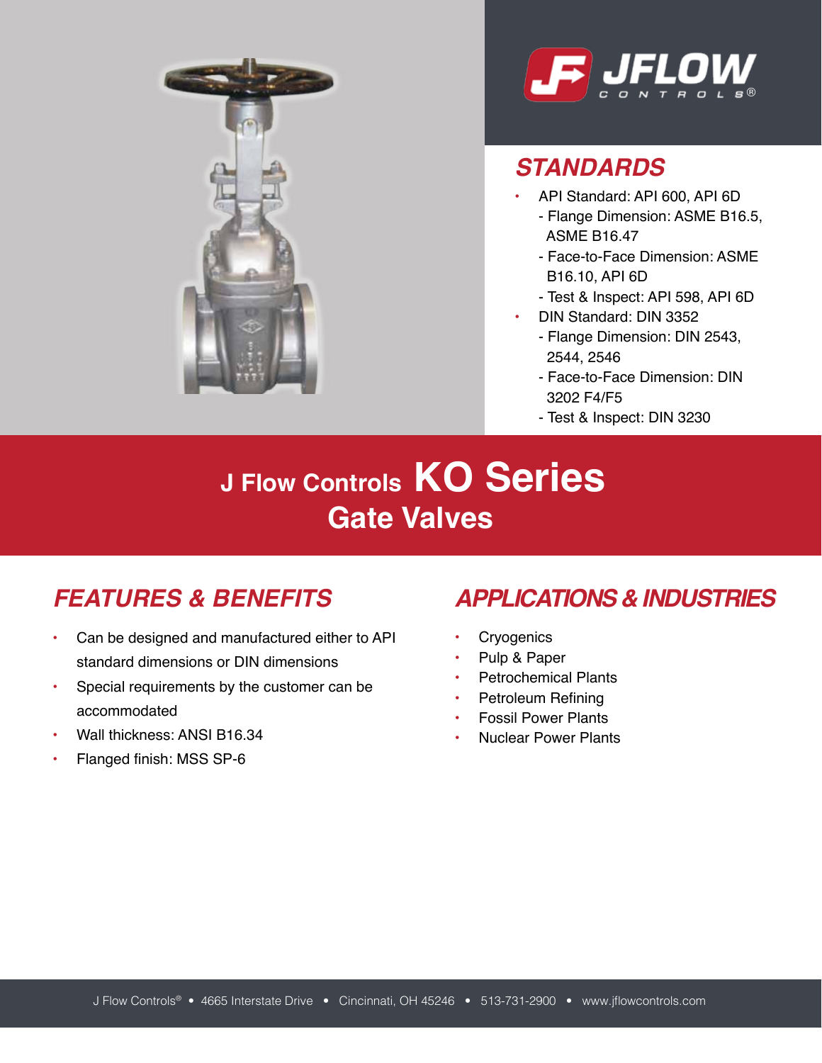# J Flow Controls KO Series Gate Valves

## STANDARDS

- API Standard: API 600, API 6D
  - Flange Dimension: ASME B16.5, ASME B16.47
  - Face-to-Face Dimension: ASME B16.10, API 6D
  - Test & Inspect: API 598, API 6D
- DIN Standard: DIN 3352
  - Flange Dimension: DIN 2543, 2544, 2546
  - Face-to-Face Dimension: DIN 3202 F4/F5
  - Test & Inspect: DIN 3230

## FEATURES & BENEFITS

- Can be designed and manufactured either to API standard dimensions or DIN dimensions
- Special requirements by the customer can be accommodated
- Wall thickness: ANSI B16.34
- Flanged finish: MSS SP-6

## APPLICATIONS & INDUSTRIES

- Cryogenics
- Pulp & Paper
- Petrochemical Plants
- Petroleum Refining
- Fossil Power Plants
- Nuclear Power Plants

J Flow Controls® • 4665 Interstate Drive • Cincinnati, OH 45246 • 513-731-2900 • www.jflowcontrols.com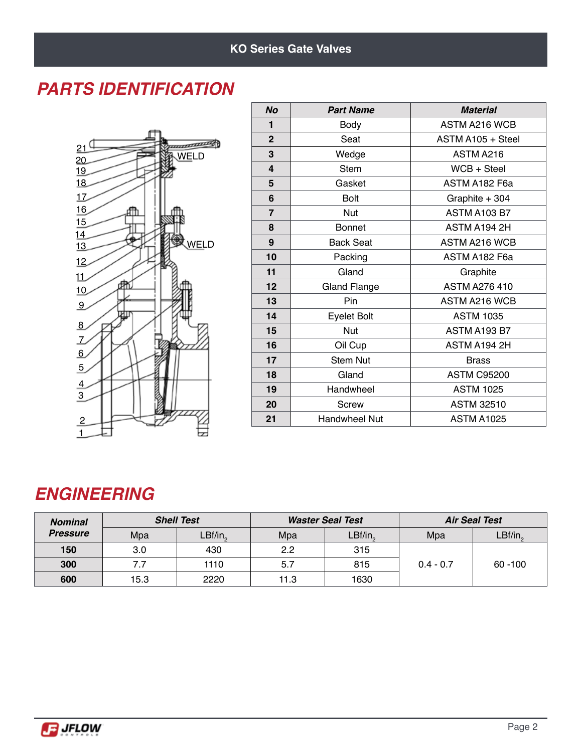## PARTS IDENTIFICATION

| No | Part Name | Material |
|---|---|---|
| 1 | Body | ASTM A216 WCB |
| 2 | Seat | ASTM A105 + Steel |
| 3 | Wedge | ASTM A216 |
| 4 | Stem | WCB + Steel |
| 5 | Gasket | ASTM A182 F6a |
| 6 | Bolt | Graphite + 304 |
| 7 | Nut | ASTM A103 B7 |
| 8 | Bonnet | ASTM A194 2H |
| 9 | Back Seat | ASTM A216 WCB |
| 10 | Packing | ASTM A182 F6a |
| 11 | Gland | Graphite |
| 12 | Gland Flange | ASTM A276 410 |
| 13 | Pin | ASTM A216 WCB |
| 14 | Eyelet Bolt | ASTM 1035 |
| 15 | Nut | ASTM A193 B7 |
| 16 | Oil Cup | ASTM A194 2H |
| 17 | Stem Nut | Brass |
| 18 | Gland | ASTM C95200 |
| 19 | Handwheel | ASTM 1025 |
| 20 | Screw | ASTM 32510 |
| 21 | Handwheel Nut | ASTM A1025 |

## ENGINEERING

| Nominal Pressure | Shell Test | | Waster Seal Test | | Air Seal Test | |
|---|---|---|---|---|---|---|
| | Mpa | $LBf/in_2$ | Mpa | $LBf/in_2$ | Mpa | $LBf/in_2$ |
| 150 | 3.0 | 430 | 2.2 | 315 | 0.4 - 0.7 | 60 -100 |
| 300 | 7.7 | 1110 | 5.7 | 815 | | |
| 600 | 15.3 | 2220 | 11.3 | 1630 | | |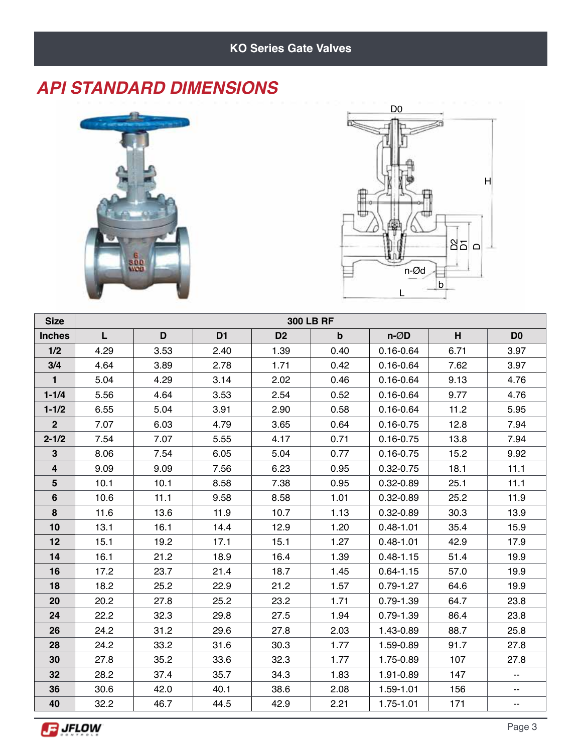KO Series Gate Valves

## API STANDARD DIMENSIONS

| Size | 300 LB RF | | | | | | | |
|---|---|---|---|---|---|---|---|---|
| Inches | L | D | D1 | D2 | b | n-ØD | H | D0 |
| 1/2 | 4.29 | 3.53 | 2.40 | 1.39 | 0.40 | 0.16-0.64 | 6.71 | 3.97 |
| 3/4 | 4.64 | 3.89 | 2.78 | 1.71 | 0.42 | 0.16-0.64 | 7.62 | 3.97 |
| 1 | 5.04 | 4.29 | 3.14 | 2.02 | 0.46 | 0.16-0.64 | 9.13 | 4.76 |
| 1-1/4 | 5.56 | 4.64 | 3.53 | 2.54 | 0.52 | 0.16-0.64 | 9.77 | 4.76 |
| 1-1/2 | 6.55 | 5.04 | 3.91 | 2.90 | 0.58 | 0.16-0.64 | 11.2 | 5.95 |
| 2 | 7.07 | 6.03 | 4.79 | 3.65 | 0.64 | 0.16-0.75 | 12.8 | 7.94 |
| 2-1/2 | 7.54 | 7.07 | 5.55 | 4.17 | 0.71 | 0.16-0.75 | 13.8 | 7.94 |
| 3 | 8.06 | 7.54 | 6.05 | 5.04 | 0.77 | 0.16-0.75 | 15.2 | 9.92 |
| 4 | 9.09 | 9.09 | 7.56 | 6.23 | 0.95 | 0.32-0.75 | 18.1 | 11.1 |
| 5 | 10.1 | 10.1 | 8.58 | 7.38 | 0.95 | 0.32-0.89 | 25.1 | 11.1 |
| 6 | 10.6 | 11.1 | 9.58 | 8.58 | 1.01 | 0.32-0.89 | 25.2 | 11.9 |
| 8 | 11.6 | 13.6 | 11.9 | 10.7 | 1.13 | 0.32-0.89 | 30.3 | 13.9 |
| 10 | 13.1 | 16.1 | 14.4 | 12.9 | 1.20 | 0.48-1.01 | 35.4 | 15.9 |
| 12 | 15.1 | 19.2 | 17.1 | 15.1 | 1.27 | 0.48-1.01 | 42.9 | 17.9 |
| 14 | 16.1 | 21.2 | 18.9 | 16.4 | 1.39 | 0.48-1.15 | 51.4 | 19.9 |
| 16 | 17.2 | 23.7 | 21.4 | 18.7 | 1.45 | 0.64-1.15 | 57.0 | 19.9 |
| 18 | 18.2 | 25.2 | 22.9 | 21.2 | 1.57 | 0.79-1.27 | 64.6 | 19.9 |
| 20 | 20.2 | 27.8 | 25.2 | 23.2 | 1.71 | 0.79-1.39 | 64.7 | 23.8 |
| 24 | 22.2 | 32.3 | 29.8 | 27.5 | 1.94 | 0.79-1.39 | 86.4 | 23.8 |
| 26 | 24.2 | 31.2 | 29.6 | 27.8 | 2.03 | 1.43-0.89 | 88.7 | 25.8 |
| 28 | 24.2 | 33.2 | 31.6 | 30.3 | 1.77 | 1.59-0.89 | 91.7 | 27.8 |
| 30 | 27.8 | 35.2 | 33.6 | 32.3 | 1.77 | 1.75-0.89 | 107 | 27.8 |
| 32 | 28.2 | 37.4 | 35.7 | 34.3 | 1.83 | 1.91-0.89 | 147 | -- |
| 36 | 30.6 | 42.0 | 40.1 | 38.6 | 2.08 | 1.59-1.01 | 156 | -- |
| 40 | 32.2 | 46.7 | 44.5 | 42.9 | 2.21 | 1.75-1.01 | 171 | -- |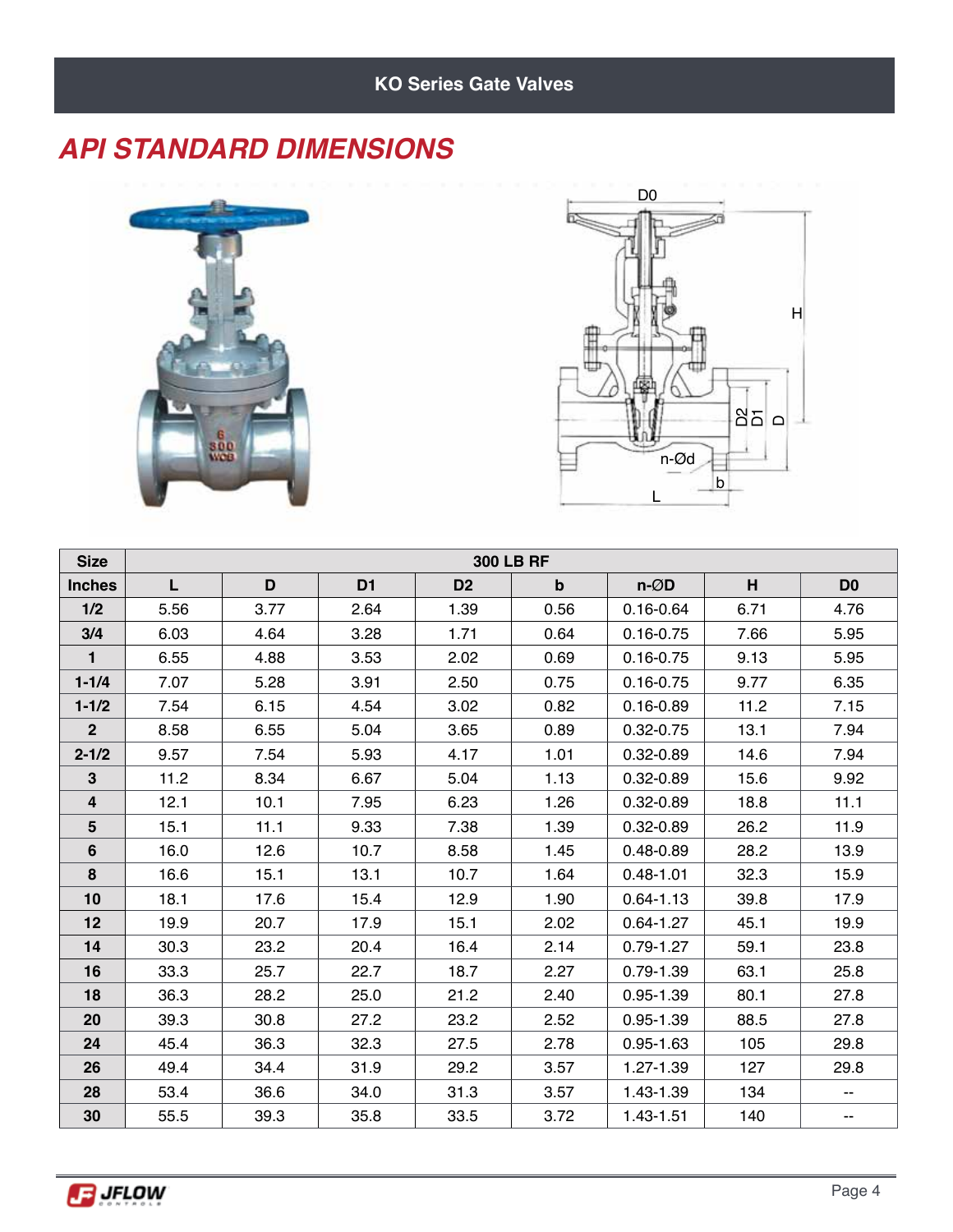# KO Series Gate Valves

## API STANDARD DIMENSIONS

| Size | 300 LB RF | | | | | | | |
|---|---|---|---|---|---|---|---|---|
| **Inches** | **L** | **D** | **D1** | **D2** | **b** | **n-ØD** | **H** | **D0** |
| **1/2** | 5.56 | 3.77 | 2.64 | 1.39 | 0.56 | 0.16-0.64 | 6.71 | 4.76 |
| **3/4** | 6.03 | 4.64 | 3.28 | 1.71 | 0.64 | 0.16-0.75 | 7.66 | 5.95 |
| **1** | 6.55 | 4.88 | 3.53 | 2.02 | 0.69 | 0.16-0.75 | 9.13 | 5.95 |
| **1-1/4** | 7.07 | 5.28 | 3.91 | 2.50 | 0.75 | 0.16-0.75 | 9.77 | 6.35 |
| **1-1/2** | 7.54 | 6.15 | 4.54 | 3.02 | 0.82 | 0.16-0.89 | 11.2 | 7.15 |
| **2** | 8.58 | 6.55 | 5.04 | 3.65 | 0.89 | 0.32-0.75 | 13.1 | 7.94 |
| **2-1/2** | 9.57 | 7.54 | 5.93 | 4.17 | 1.01 | 0.32-0.89 | 14.6 | 7.94 |
| **3** | 11.2 | 8.34 | 6.67 | 5.04 | 1.13 | 0.32-0.89 | 15.6 | 9.92 |
| **4** | 12.1 | 10.1 | 7.95 | 6.23 | 1.26 | 0.32-0.89 | 18.8 | 11.1 |
| **5** | 15.1 | 11.1 | 9.33 | 7.38 | 1.39 | 0.32-0.89 | 26.2 | 11.9 |
| **6** | 16.0 | 12.6 | 10.7 | 8.58 | 1.45 | 0.48-0.89 | 28.2 | 13.9 |
| **8** | 16.6 | 15.1 | 13.1 | 10.7 | 1.64 | 0.48-1.01 | 32.3 | 15.9 |
| **10** | 18.1 | 17.6 | 15.4 | 12.9 | 1.90 | 0.64-1.13 | 39.8 | 17.9 |
| **12** | 19.9 | 20.7 | 17.9 | 15.1 | 2.02 | 0.64-1.27 | 45.1 | 19.9 |
| **14** | 30.3 | 23.2 | 20.4 | 16.4 | 2.14 | 0.79-1.27 | 59.1 | 23.8 |
| **16** | 33.3 | 25.7 | 22.7 | 18.7 | 2.27 | 0.79-1.39 | 63.1 | 25.8 |
| **18** | 36.3 | 28.2 | 25.0 | 21.2 | 2.40 | 0.95-1.39 | 80.1 | 27.8 |
| **20** | 39.3 | 30.8 | 27.2 | 23.2 | 2.52 | 0.95-1.39 | 88.5 | 27.8 |
| **24** | 45.4 | 36.3 | 32.3 | 27.5 | 2.78 | 0.95-1.63 | 105 | 29.8 |
| **26** | 49.4 | 34.4 | 31.9 | 29.2 | 3.57 | 1.27-1.39 | 127 | 29.8 |
| **28** | 53.4 | 36.6 | 34.0 | 31.3 | 3.57 | 1.43-1.39 | 134 | -- |
| **30** | 55.5 | 39.3 | 35.8 | 33.5 | 3.72 | 1.43-1.51 | 140 | -- |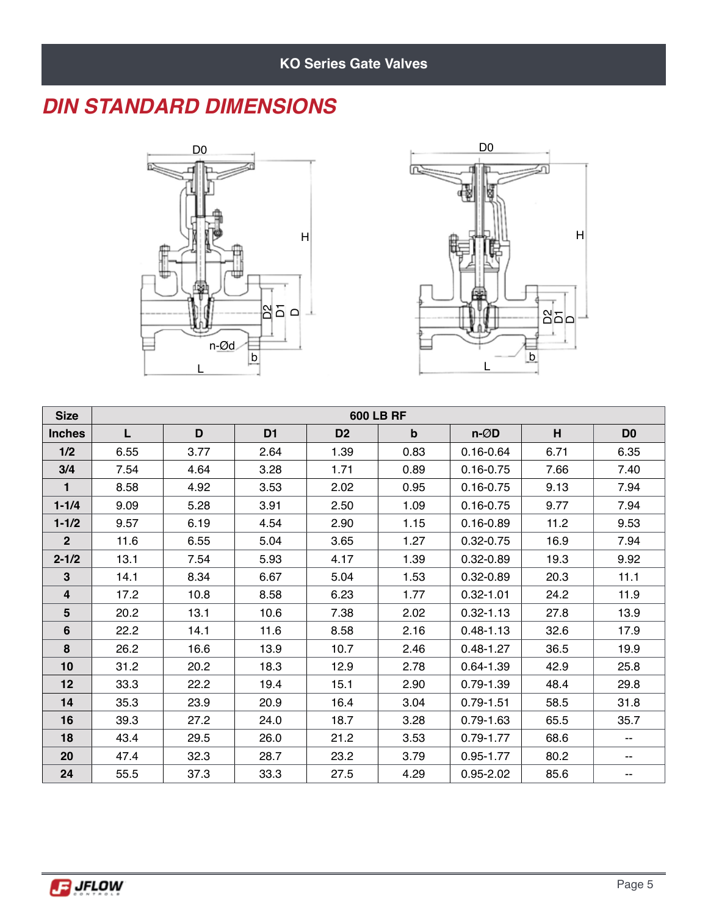## KO Series Gate Valves

# DIN STANDARD DIMENSIONS

| Size | 600 LB RF | | | | | | | |
|---|---|---|---|---|---|---|---|---|
| Inches | L | D | D1 | D2 | b | n-ØD | H | D0 |
| 1/2 | 6.55 | 3.77 | 2.64 | 1.39 | 0.83 | 0.16-0.64 | 6.71 | 6.35 |
| 3/4 | 7.54 | 4.64 | 3.28 | 1.71 | 0.89 | 0.16-0.75 | 7.66 | 7.40 |
| 1 | 8.58 | 4.92 | 3.53 | 2.02 | 0.95 | 0.16-0.75 | 9.13 | 7.94 |
| 1-1/4 | 9.09 | 5.28 | 3.91 | 2.50 | 1.09 | 0.16-0.75 | 9.77 | 7.94 |
| 1-1/2 | 9.57 | 6.19 | 4.54 | 2.90 | 1.15 | 0.16-0.89 | 11.2 | 9.53 |
| 2 | 11.6 | 6.55 | 5.04 | 3.65 | 1.27 | 0.32-0.75 | 16.9 | 7.94 |
| 2-1/2 | 13.1 | 7.54 | 5.93 | 4.17 | 1.39 | 0.32-0.89 | 19.3 | 9.92 |
| 3 | 14.1 | 8.34 | 6.67 | 5.04 | 1.53 | 0.32-0.89 | 20.3 | 11.1 |
| 4 | 17.2 | 10.8 | 8.58 | 6.23 | 1.77 | 0.32-1.01 | 24.2 | 11.9 |
| 5 | 20.2 | 13.1 | 10.6 | 7.38 | 2.02 | 0.32-1.13 | 27.8 | 13.9 |
| 6 | 22.2 | 14.1 | 11.6 | 8.58 | 2.16 | 0.48-1.13 | 32.6 | 17.9 |
| 8 | 26.2 | 16.6 | 13.9 | 10.7 | 2.46 | 0.48-1.27 | 36.5 | 19.9 |
| 10 | 31.2 | 20.2 | 18.3 | 12.9 | 2.78 | 0.64-1.39 | 42.9 | 25.8 |
| 12 | 33.3 | 22.2 | 19.4 | 15.1 | 2.90 | 0.79-1.39 | 48.4 | 29.8 |
| 14 | 35.3 | 23.9 | 20.9 | 16.4 | 3.04 | 0.79-1.51 | 58.5 | 31.8 |
| 16 | 39.3 | 27.2 | 24.0 | 18.7 | 3.28 | 0.79-1.63 | 65.5 | 35.7 |
| 18 | 43.4 | 29.5 | 26.0 | 21.2 | 3.53 | 0.79-1.77 | 68.6 | -- |
| 20 | 47.4 | 32.3 | 28.7 | 23.2 | 3.79 | 0.95-1.77 | 80.2 | -- |
| 24 | 55.5 | 37.3 | 33.3 | 27.5 | 4.29 | 0.95-2.02 | 85.6 | -- |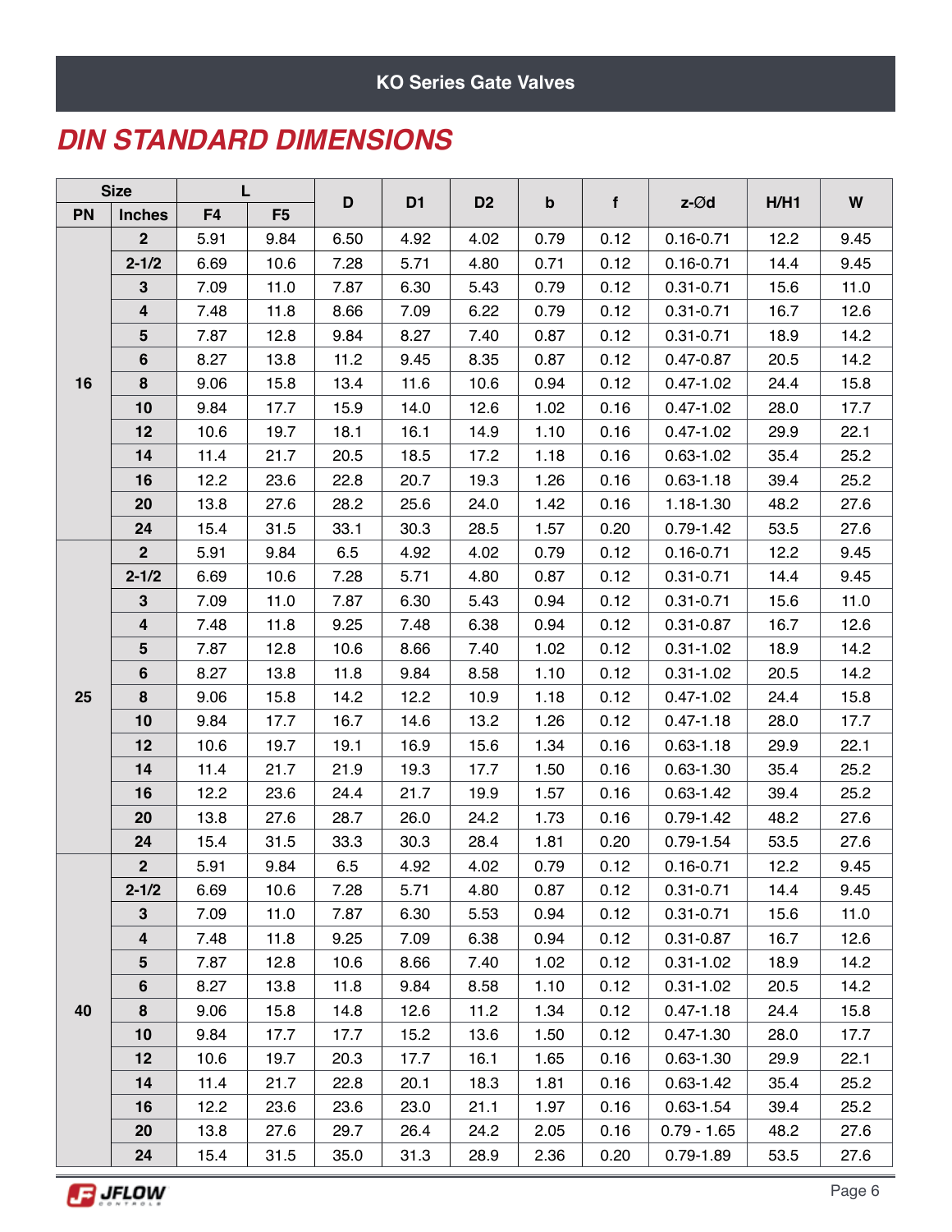KO Series Gate Valves

## DIN STANDARD DIMENSIONS

| Size | | L | | D | D1 | D2 | b | f | z-Ød | H/H1 | W |
|---|---|---|---|---|---|---|---|---|---|---|---|
| PN | Inches | F4 | F5 | | | | | | | | |
| 16 | 2 | 5.91 | 9.84 | 6.50 | 4.92 | 4.02 | 0.79 | 0.12 | 0.16-0.71 | 12.2 | 9.45 |
| | 2-1/2 | 6.69 | 10.6 | 7.28 | 5.71 | 4.80 | 0.71 | 0.12 | 0.16-0.71 | 14.4 | 9.45 |
| | 3 | 7.09 | 11.0 | 7.87 | 6.30 | 5.43 | 0.79 | 0.12 | 0.31-0.71 | 15.6 | 11.0 |
| | 4 | 7.48 | 11.8 | 8.66 | 7.09 | 6.22 | 0.79 | 0.12 | 0.31-0.71 | 16.7 | 12.6 |
| | 5 | 7.87 | 12.8 | 9.84 | 8.27 | 7.40 | 0.87 | 0.12 | 0.31-0.71 | 18.9 | 14.2 |
| | 6 | 8.27 | 13.8 | 11.2 | 9.45 | 8.35 | 0.87 | 0.12 | 0.47-0.87 | 20.5 | 14.2 |
| | 8 | 9.06 | 15.8 | 13.4 | 11.6 | 10.6 | 0.94 | 0.12 | 0.47-1.02 | 24.4 | 15.8 |
| | 10 | 9.84 | 17.7 | 15.9 | 14.0 | 12.6 | 1.02 | 0.16 | 0.47-1.02 | 28.0 | 17.7 |
| | 12 | 10.6 | 19.7 | 18.1 | 16.1 | 14.9 | 1.10 | 0.16 | 0.47-1.02 | 29.9 | 22.1 |
| | 14 | 11.4 | 21.7 | 20.5 | 18.5 | 17.2 | 1.18 | 0.16 | 0.63-1.02 | 35.4 | 25.2 |
| | 16 | 12.2 | 23.6 | 22.8 | 20.7 | 19.3 | 1.26 | 0.16 | 0.63-1.18 | 39.4 | 25.2 |
| | 20 | 13.8 | 27.6 | 28.2 | 25.6 | 24.0 | 1.42 | 0.16 | 1.18-1.30 | 48.2 | 27.6 |
| | 24 | 15.4 | 31.5 | 33.1 | 30.3 | 28.5 | 1.57 | 0.20 | 0.79-1.42 | 53.5 | 27.6 |
| 25 | 2 | 5.91 | 9.84 | 6.5 | 4.92 | 4.02 | 0.79 | 0.12 | 0.16-0.71 | 12.2 | 9.45 |
| | 2-1/2 | 6.69 | 10.6 | 7.28 | 5.71 | 4.80 | 0.87 | 0.12 | 0.31-0.71 | 14.4 | 9.45 |
| | 3 | 7.09 | 11.0 | 7.87 | 6.30 | 5.43 | 0.94 | 0.12 | 0.31-0.71 | 15.6 | 11.0 |
| | 4 | 7.48 | 11.8 | 9.25 | 7.48 | 6.38 | 0.94 | 0.12 | 0.31-0.87 | 16.7 | 12.6 |
| | 5 | 7.87 | 12.8 | 10.6 | 8.66 | 7.40 | 1.02 | 0.12 | 0.31-1.02 | 18.9 | 14.2 |
| | 6 | 8.27 | 13.8 | 11.8 | 9.84 | 8.58 | 1.10 | 0.12 | 0.31-1.02 | 20.5 | 14.2 |
| | 8 | 9.06 | 15.8 | 14.2 | 12.2 | 10.9 | 1.18 | 0.12 | 0.47-1.02 | 24.4 | 15.8 |
| | 10 | 9.84 | 17.7 | 16.7 | 14.6 | 13.2 | 1.26 | 0.12 | 0.47-1.18 | 28.0 | 17.7 |
| | 12 | 10.6 | 19.7 | 19.1 | 16.9 | 15.6 | 1.34 | 0.16 | 0.63-1.18 | 29.9 | 22.1 |
| | 14 | 11.4 | 21.7 | 21.9 | 19.3 | 17.7 | 1.50 | 0.16 | 0.63-1.30 | 35.4 | 25.2 |
| | 16 | 12.2 | 23.6 | 24.4 | 21.7 | 19.9 | 1.57 | 0.16 | 0.63-1.42 | 39.4 | 25.2 |
| | 20 | 13.8 | 27.6 | 28.7 | 26.0 | 24.2 | 1.73 | 0.16 | 0.79-1.42 | 48.2 | 27.6 |
| | 24 | 15.4 | 31.5 | 33.3 | 30.3 | 28.4 | 1.81 | 0.20 | 0.79-1.54 | 53.5 | 27.6 |
| 40 | 2 | 5.91 | 9.84 | 6.5 | 4.92 | 4.02 | 0.79 | 0.12 | 0.16-0.71 | 12.2 | 9.45 |
| | 2-1/2 | 6.69 | 10.6 | 7.28 | 5.71 | 4.80 | 0.87 | 0.12 | 0.31-0.71 | 14.4 | 9.45 |
| | 3 | 7.09 | 11.0 | 7.87 | 6.30 | 5.53 | 0.94 | 0.12 | 0.31-0.71 | 15.6 | 11.0 |
| | 4 | 7.48 | 11.8 | 9.25 | 7.09 | 6.38 | 0.94 | 0.12 | 0.31-0.87 | 16.7 | 12.6 |
| | 5 | 7.87 | 12.8 | 10.6 | 8.66 | 7.40 | 1.02 | 0.12 | 0.31-1.02 | 18.9 | 14.2 |
| | 6 | 8.27 | 13.8 | 11.8 | 9.84 | 8.58 | 1.10 | 0.12 | 0.31-1.02 | 20.5 | 14.2 |
| | 8 | 9.06 | 15.8 | 14.8 | 12.6 | 11.2 | 1.34 | 0.12 | 0.47-1.18 | 24.4 | 15.8 |
| | 10 | 9.84 | 17.7 | 17.7 | 15.2 | 13.6 | 1.50 | 0.12 | 0.47-1.30 | 28.0 | 17.7 |
| | 12 | 10.6 | 19.7 | 20.3 | 17.7 | 16.1 | 1.65 | 0.16 | 0.63-1.30 | 29.9 | 22.1 |
| | 14 | 11.4 | 21.7 | 22.8 | 20.1 | 18.3 | 1.81 | 0.16 | 0.63-1.42 | 35.4 | 25.2 |
| | 16 | 12.2 | 23.6 | 23.6 | 23.0 | 21.1 | 1.97 | 0.16 | 0.63-1.54 | 39.4 | 25.2 |
| | 20 | 13.8 | 27.6 | 29.7 | 26.4 | 24.2 | 2.05 | 0.16 | 0.79 - 1.65 | 48.2 | 27.6 |
| | 24 | 15.4 | 31.5 | 35.0 | 31.3 | 28.9 | 2.36 | 0.20 | 0.79-1.89 | 53.5 | 27.6 |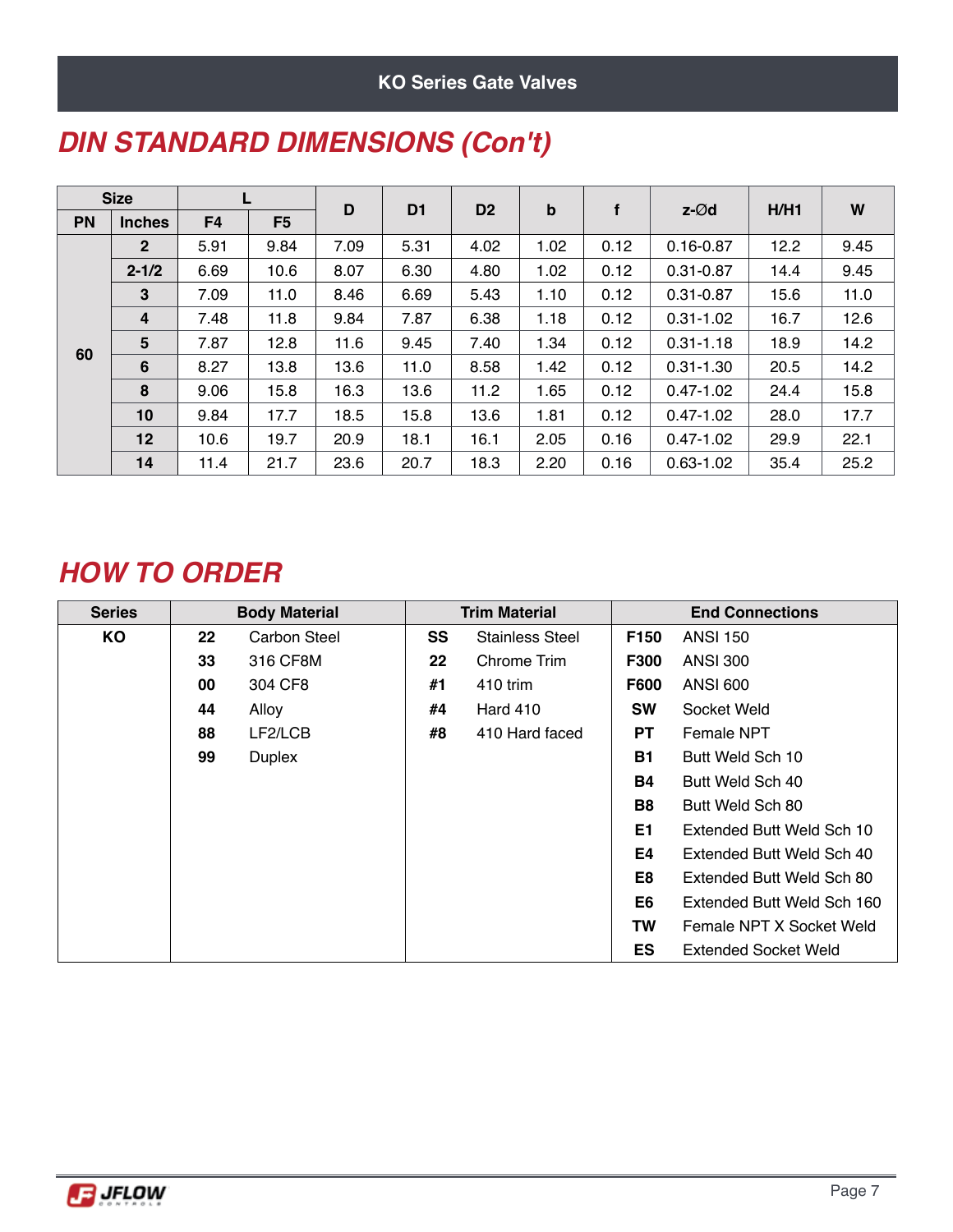## KO Series Gate Valves

# DIN STANDARD DIMENSIONS (Con't)

| Size | | L | | D | D1 | D2 | b | f | z-Ød | H/H1 | W |
|---|---|---|---|---|---|---|---|---|---|---|---|
| PN | Inches | F4 | F5 | | | | | | | | |
| 60 | 2 | 5.91 | 9.84 | 7.09 | 5.31 | 4.02 | 1.02 | 0.12 | 0.16-0.87 | 12.2 | 9.45 |
| | 2-1/2 | 6.69 | 10.6 | 8.07 | 6.30 | 4.80 | 1.02 | 0.12 | 0.31-0.87 | 14.4 | 9.45 |
| | 3 | 7.09 | 11.0 | 8.46 | 6.69 | 5.43 | 1.10 | 0.12 | 0.31-0.87 | 15.6 | 11.0 |
| | 4 | 7.48 | 11.8 | 9.84 | 7.87 | 6.38 | 1.18 | 0.12 | 0.31-1.02 | 16.7 | 12.6 |
| | 5 | 7.87 | 12.8 | 11.6 | 9.45 | 7.40 | 1.34 | 0.12 | 0.31-1.18 | 18.9 | 14.2 |
| | 6 | 8.27 | 13.8 | 13.6 | 11.0 | 8.58 | 1.42 | 0.12 | 0.31-1.30 | 20.5 | 14.2 |
| | 8 | 9.06 | 15.8 | 16.3 | 13.6 | 11.2 | 1.65 | 0.12 | 0.47-1.02 | 24.4 | 15.8 |
| | 10 | 9.84 | 17.7 | 18.5 | 15.8 | 13.6 | 1.81 | 0.12 | 0.47-1.02 | 28.0 | 17.7 |
| | 12 | 10.6 | 19.7 | 20.9 | 18.1 | 16.1 | 2.05 | 0.16 | 0.47-1.02 | 29.9 | 22.1 |
| | 14 | 11.4 | 21.7 | 23.6 | 20.7 | 18.3 | 2.20 | 0.16 | 0.63-1.02 | 35.4 | 25.2 |

# HOW TO ORDER

| Series | Body Material | | Trim Material | | End Connections | |
|---|---|---|---|---|---|---|
| KO | 22 | Carbon Steel | SS | Stainless Steel | F150 | ANSI 150 |
| | 33 | 316 CF8M | 22 | Chrome Trim | F300 | ANSI 300 |
| | 00 | 304 CF8 | #1 | 410 trim | F600 | ANSI 600 |
| | 44 | Alloy | #4 | Hard 410 | SW | Socket Weld |
| | 88 | LF2/LCB | #8 | 410 Hard faced | PT | Female NPT |
| | 99 | Duplex | | | B1 | Butt Weld Sch 10 |
| | | | | | B4 | Butt Weld Sch 40 |
| | | | | | B8 | Butt Weld Sch 80 |
| | | | | | E1 | Extended Butt Weld Sch 10 |
| | | | | | E4 | Extended Butt Weld Sch 40 |
| | | | | | E8 | Extended Butt Weld Sch 80 |
| | | | | | E6 | Extended Butt Weld Sch 160 |
| | | | | | TW | Female NPT X Socket Weld |
| | | | | | ES | Extended Socket Weld |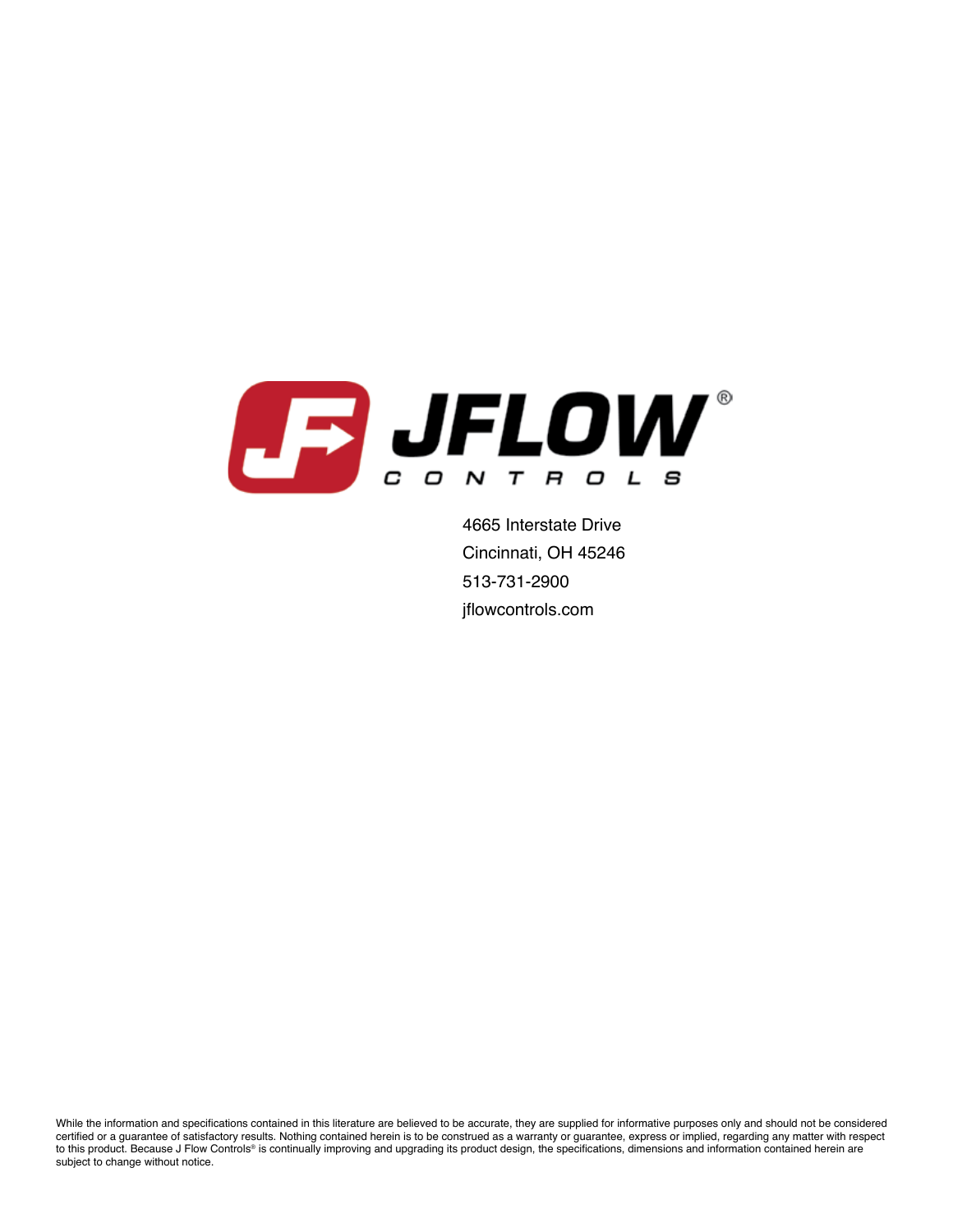JFLOW® CONTROLS

4665 Interstate Drive
Cincinnati, OH 45246
513-731-2900
jflowcontrols.com

While the information and specifications contained in this literature are believed to be accurate, they are supplied for informative purposes only and should not be considered certified or a guarantee of satisfactory results. Nothing contained herein is to be construed as a warranty or guarantee, express or implied, regarding any matter with respect to this product. Because J Flow Controls® is continually improving and upgrading its product design, the specifications, dimensions and information contained herein are subject to change without notice.